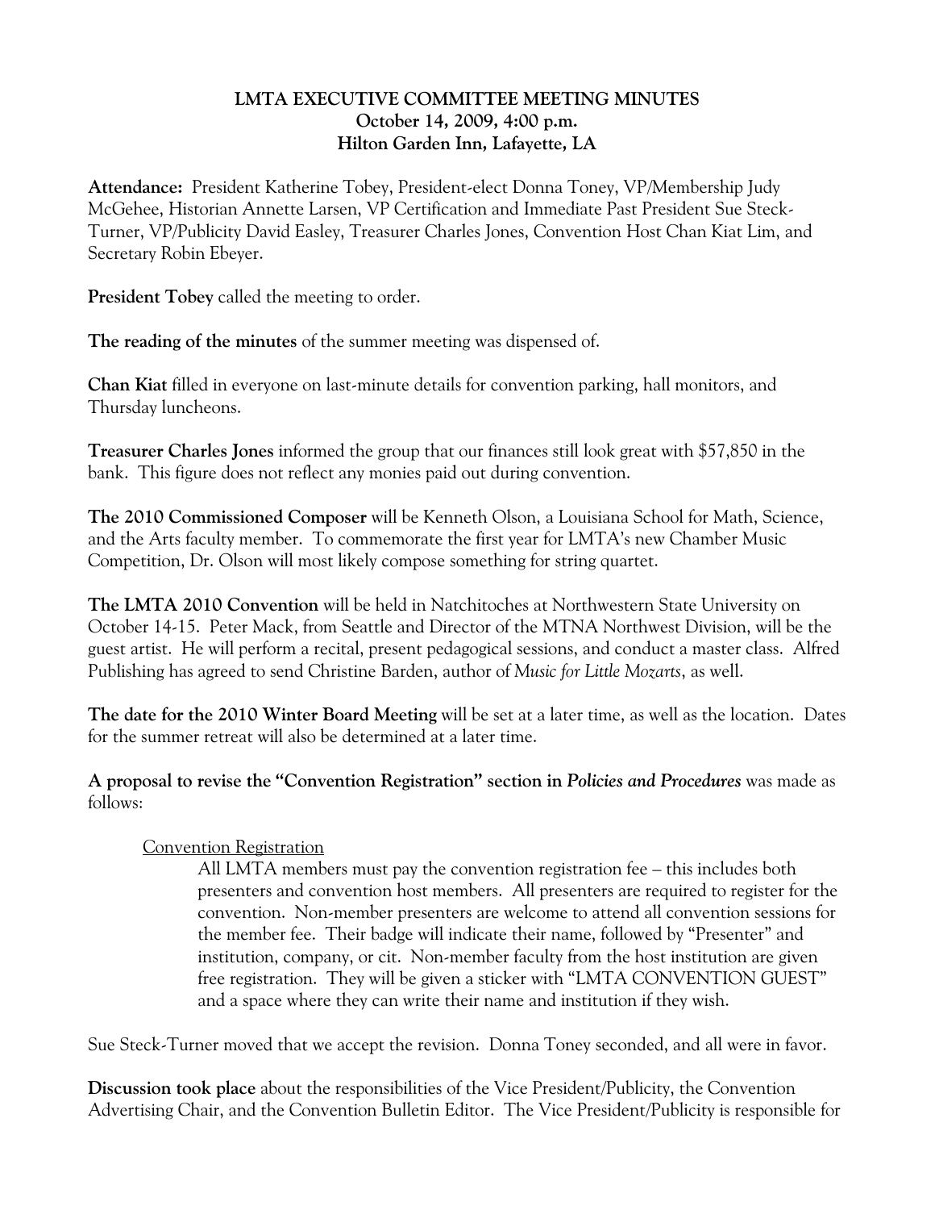# LMTA EXECUTIVE COMMITTEE MEETING MINUTES

**October 14, 2009, 4:00 p.m.**
**Hilton Garden Inn, Lafayette, LA**

**Attendance:** President Katherine Tobey, President-elect Donna Toney, VP/Membership Judy McGehee, Historian Annette Larsen, VP Certification and Immediate Past President Sue Steck-Turner, VP/Publicity David Easley, Treasurer Charles Jones, Convention Host Chan Kiat Lim, and Secretary Robin Ebeyer.

**President Tobey** called the meeting to order.

**The reading of the minutes** of the summer meeting was dispensed of.

**Chan Kiat** filled in everyone on last-minute details for convention parking, hall monitors, and Thursday luncheons.

**Treasurer Charles Jones** informed the group that our finances still look great with $57,850 in the bank. This figure does not reflect any monies paid out during convention.

**The 2010 Commissioned Composer** will be Kenneth Olson, a Louisiana School for Math, Science, and the Arts faculty member. To commemorate the first year for LMTA's new Chamber Music Competition, Dr. Olson will most likely compose something for string quartet.

**The LMTA 2010 Convention** will be held in Natchitoches at Northwestern State University on October 14-15. Peter Mack, from Seattle and Director of the MTNA Northwest Division, will be the guest artist. He will perform a recital, present pedagogical sessions, and conduct a master class. Alfred Publishing has agreed to send Christine Barden, author of *Music for Little Mozarts*, as well.

**The date for the 2010 Winter Board Meeting** will be set at a later time, as well as the location. Dates for the summer retreat will also be determined at a later time.

**A proposal to revise the "Convention Registration" section in *Policies and Procedures*** was made as follows:

> <u>Convention Registration</u>
>
> All LMTA members must pay the convention registration fee – this includes both presenters and convention host members. All presenters are required to register for the convention. Non-member presenters are welcome to attend all convention sessions for the member fee. Their badge will indicate their name, followed by "Presenter" and institution, company, or cit. Non-member faculty from the host institution are given free registration. They will be given a sticker with "LMTA CONVENTION GUEST" and a space where they can write their name and institution if they wish.

Sue Steck-Turner moved that we accept the revision. Donna Toney seconded, and all were in favor.

**Discussion took place** about the responsibilities of the Vice President/Publicity, the Convention Advertising Chair, and the Convention Bulletin Editor. The Vice President/Publicity is responsible for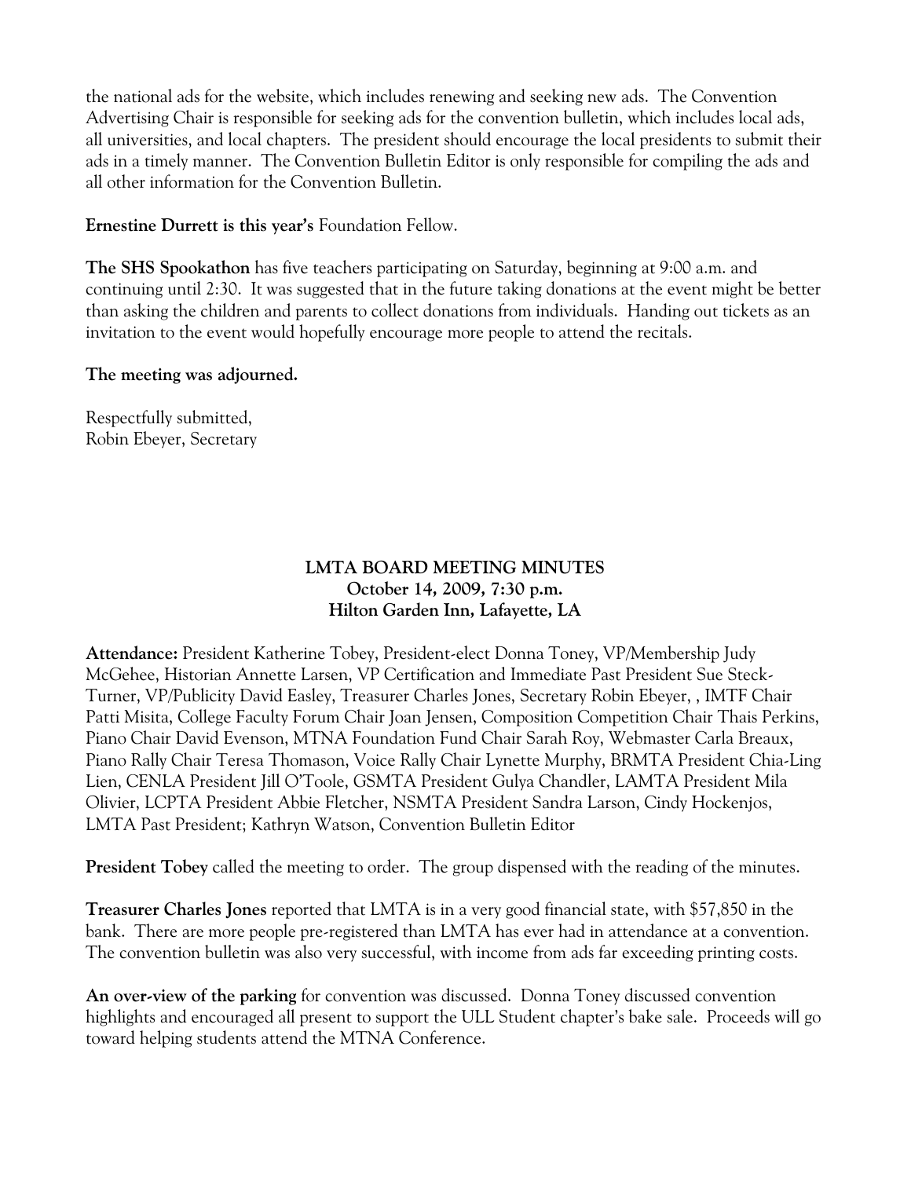the national ads for the website, which includes renewing and seeking new ads. The Convention Advertising Chair is responsible for seeking ads for the convention bulletin, which includes local ads, all universities, and local chapters. The president should encourage the local presidents to submit their ads in a timely manner. The Convention Bulletin Editor is only responsible for compiling the ads and all other information for the Convention Bulletin.

**Ernestine Durrett is this year's** Foundation Fellow.

**The SHS Spookathon** has five teachers participating on Saturday, beginning at 9:00 a.m. and continuing until 2:30. It was suggested that in the future taking donations at the event might be better than asking the children and parents to collect donations from individuals. Handing out tickets as an invitation to the event would hopefully encourage more people to attend the recitals.

**The meeting was adjourned.**

Respectfully submitted,
Robin Ebeyer, Secretary

## LMTA BOARD MEETING MINUTES
**October 14, 2009, 7:30 p.m.**
**Hilton Garden Inn, Lafayette, LA**

**Attendance:** President Katherine Tobey, President-elect Donna Toney, VP/Membership Judy McGehee, Historian Annette Larsen, VP Certification and Immediate Past President Sue Steck-Turner, VP/Publicity David Easley, Treasurer Charles Jones, Secretary Robin Ebeyer, , IMTF Chair Patti Misita, College Faculty Forum Chair Joan Jensen, Composition Competition Chair Thais Perkins, Piano Chair David Evenson, MTNA Foundation Fund Chair Sarah Roy, Webmaster Carla Breaux, Piano Rally Chair Teresa Thomason, Voice Rally Chair Lynette Murphy, BRMTA President Chia-Ling Lien, CENLA President Jill O'Toole, GSMTA President Gulya Chandler, LAMTA President Mila Olivier, LCPTA President Abbie Fletcher, NSMTA President Sandra Larson, Cindy Hockenjos, LMTA Past President; Kathryn Watson, Convention Bulletin Editor

**President Tobey** called the meeting to order. The group dispensed with the reading of the minutes.

**Treasurer Charles Jones** reported that LMTA is in a very good financial state, with $57,850 in the bank. There are more people pre-registered than LMTA has ever had in attendance at a convention. The convention bulletin was also very successful, with income from ads far exceeding printing costs.

**An over-view of the parking** for convention was discussed. Donna Toney discussed convention highlights and encouraged all present to support the ULL Student chapter's bake sale. Proceeds will go toward helping students attend the MTNA Conference.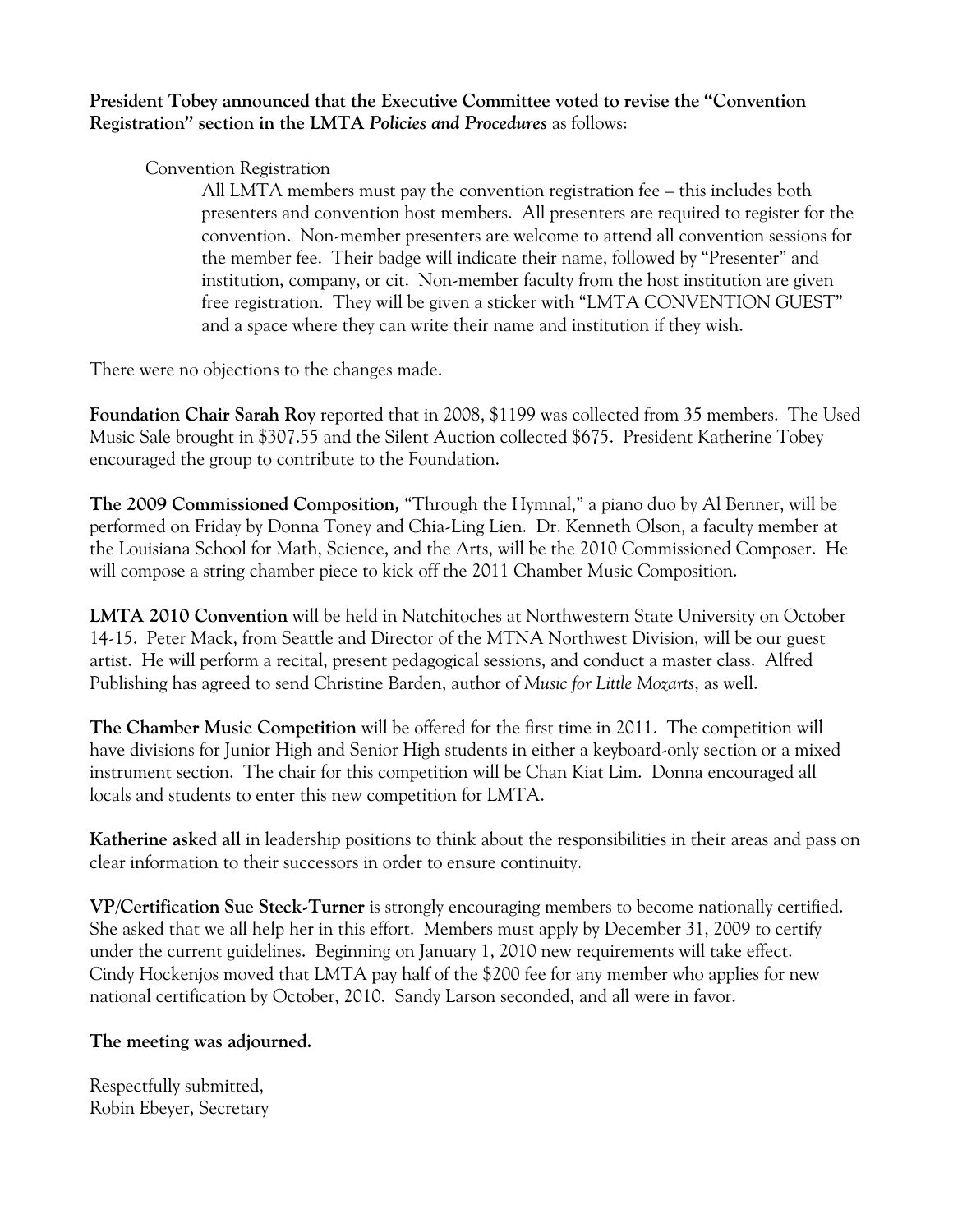**President Tobey announced that the Executive Committee voted to revise the "Convention Registration" section in the LMTA *Policies and Procedures*** as follows:

> <u>Convention Registration</u>
>
> All LMTA members must pay the convention registration fee – this includes both presenters and convention host members. All presenters are required to register for the convention. Non-member presenters are welcome to attend all convention sessions for the member fee. Their badge will indicate their name, followed by "Presenter" and institution, company, or cit. Non-member faculty from the host institution are given free registration. They will be given a sticker with "LMTA CONVENTION GUEST" and a space where they can write their name and institution if they wish.

There were no objections to the changes made.

**Foundation Chair Sarah Roy** reported that in 2008, $1199 was collected from 35 members. The Used Music Sale brought in $307.55 and the Silent Auction collected $675. President Katherine Tobey encouraged the group to contribute to the Foundation.

**The 2009 Commissioned Composition,** "Through the Hymnal," a piano duo by Al Benner, will be performed on Friday by Donna Toney and Chia-Ling Lien. Dr. Kenneth Olson, a faculty member at the Louisiana School for Math, Science, and the Arts, will be the 2010 Commissioned Composer. He will compose a string chamber piece to kick off the 2011 Chamber Music Composition.

**LMTA 2010 Convention** will be held in Natchitoches at Northwestern State University on October 14-15. Peter Mack, from Seattle and Director of the MTNA Northwest Division, will be our guest artist. He will perform a recital, present pedagogical sessions, and conduct a master class. Alfred Publishing has agreed to send Christine Barden, author of *Music for Little Mozarts*, as well.

**The Chamber Music Competition** will be offered for the first time in 2011. The competition will have divisions for Junior High and Senior High students in either a keyboard-only section or a mixed instrument section. The chair for this competition will be Chan Kiat Lim. Donna encouraged all locals and students to enter this new competition for LMTA.

**Katherine asked all** in leadership positions to think about the responsibilities in their areas and pass on clear information to their successors in order to ensure continuity.

**VP/Certification Sue Steck-Turner** is strongly encouraging members to become nationally certified. She asked that we all help her in this effort. Members must apply by December 31, 2009 to certify under the current guidelines. Beginning on January 1, 2010 new requirements will take effect. Cindy Hockenjos moved that LMTA pay half of the $200 fee for any member who applies for new national certification by October, 2010. Sandy Larson seconded, and all were in favor.

**The meeting was adjourned.**

Respectfully submitted,
Robin Ebeyer, Secretary